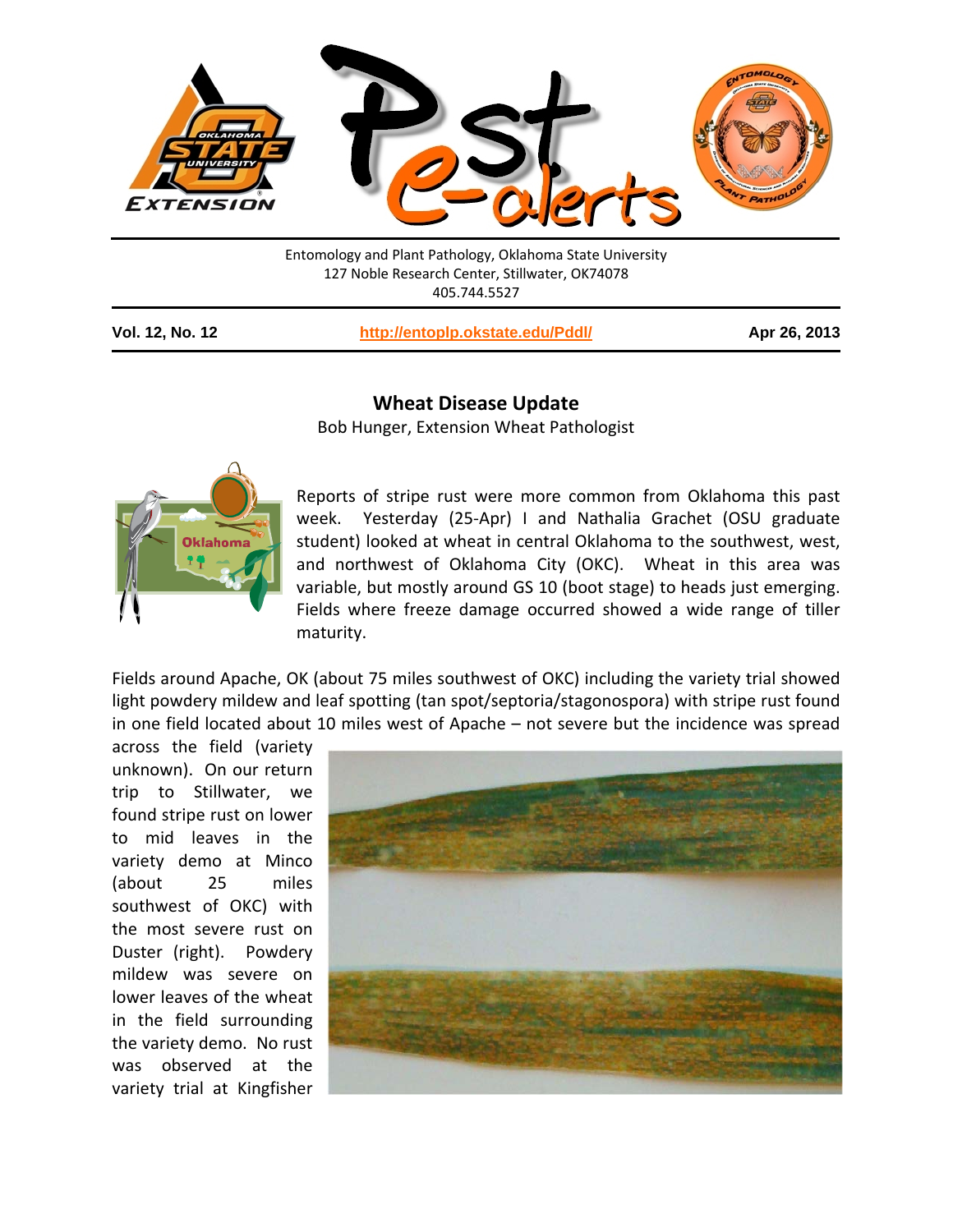Entomology and Plant Pathology, Oklahoma State University
127 Noble Research Center, Stillwater, OK74078
405.744.5527

**Vol. 12, No. 12** | **http://entoplp.okstate.edu/Pddl/** | **Apr 26, 2013**

## Wheat Disease Update

Bob Hunger, Extension Wheat Pathologist

Reports of stripe rust were more common from Oklahoma this past week. Yesterday (25-Apr) I and Nathalia Grachet (OSU graduate student) looked at wheat in central Oklahoma to the southwest, west, and northwest of Oklahoma City (OKC). Wheat in this area was variable, but mostly around GS 10 (boot stage) to heads just emerging. Fields where freeze damage occurred showed a wide range of tiller maturity.

Fields around Apache, OK (about 75 miles southwest of OKC) including the variety trial showed light powdery mildew and leaf spotting (tan spot/septoria/stagonospora) with stripe rust found in one field located about 10 miles west of Apache – not severe but the incidence was spread across the field (variety unknown). On our return trip to Stillwater, we found stripe rust on lower to mid leaves in the variety demo at Minco (about 25 miles southwest of OKC) with the most severe rust on Duster (right). Powdery mildew was severe on lower leaves of the wheat in the field surrounding the variety demo. No rust was observed at the variety trial at Kingfisher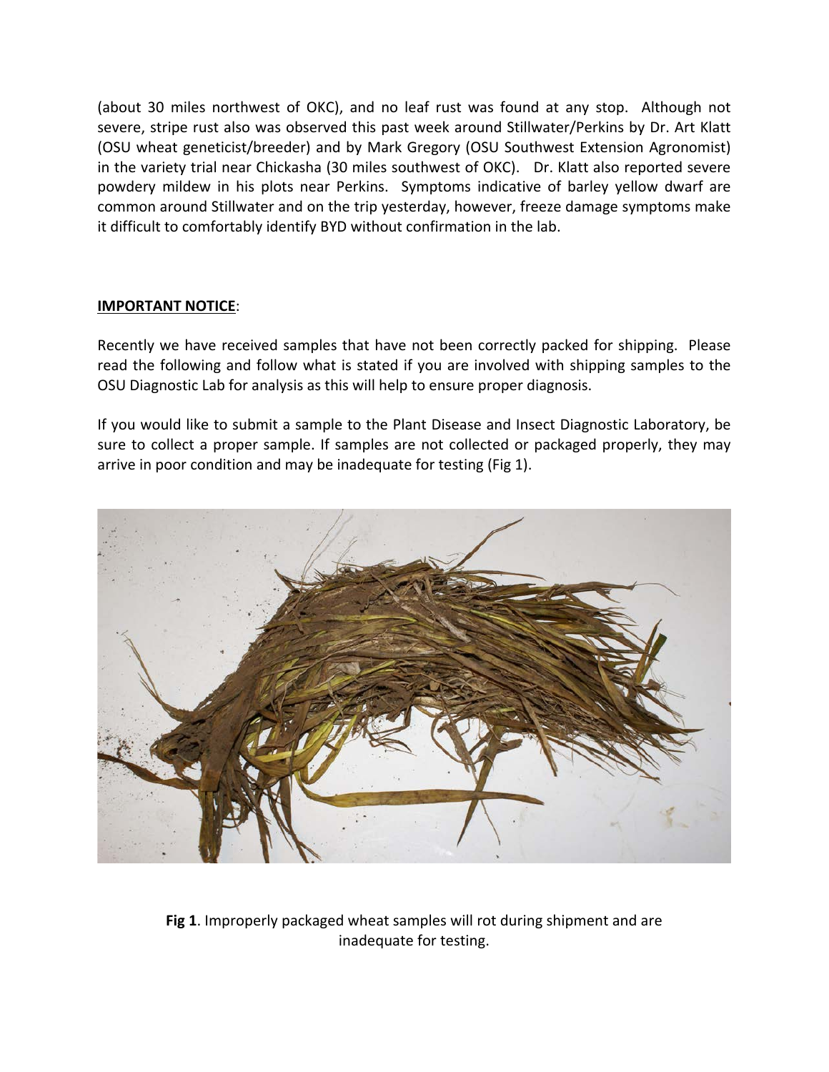(about 30 miles northwest of OKC), and no leaf rust was found at any stop. Although not severe, stripe rust also was observed this past week around Stillwater/Perkins by Dr. Art Klatt (OSU wheat geneticist/breeder) and by Mark Gregory (OSU Southwest Extension Agronomist) in the variety trial near Chickasha (30 miles southwest of OKC). Dr. Klatt also reported severe powdery mildew in his plots near Perkins. Symptoms indicative of barley yellow dwarf are common around Stillwater and on the trip yesterday, however, freeze damage symptoms make it difficult to comfortably identify BYD without confirmation in the lab.

**IMPORTANT NOTICE**:

Recently we have received samples that have not been correctly packed for shipping. Please read the following and follow what is stated if you are involved with shipping samples to the OSU Diagnostic Lab for analysis as this will help to ensure proper diagnosis.

If you would like to submit a sample to the Plant Disease and Insect Diagnostic Laboratory, be sure to collect a proper sample. If samples are not collected or packaged properly, they may arrive in poor condition and may be inadequate for testing (Fig 1).

**Fig 1**. Improperly packaged wheat samples will rot during shipment and are inadequate for testing.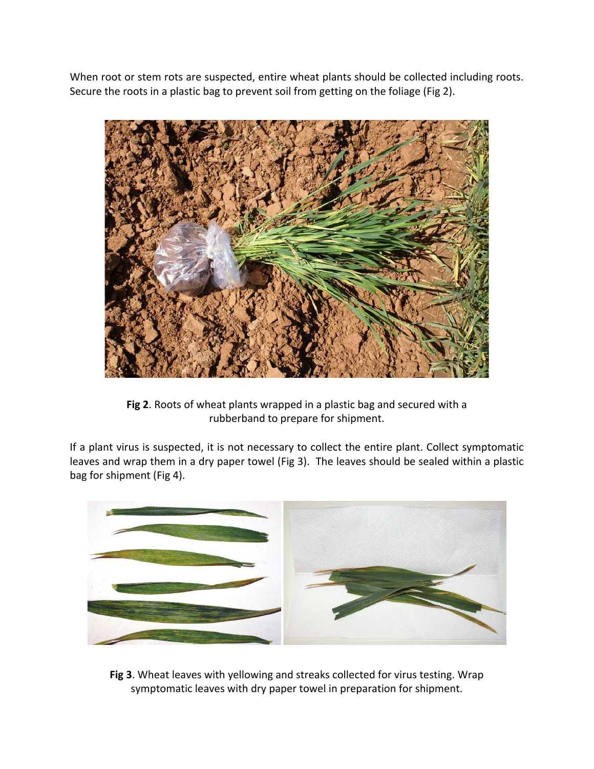When root or stem rots are suspected, entire wheat plants should be collected including roots. Secure the roots in a plastic bag to prevent soil from getting on the foliage (Fig 2).

**Fig 2**. Roots of wheat plants wrapped in a plastic bag and secured with a rubberband to prepare for shipment.

If a plant virus is suspected, it is not necessary to collect the entire plant. Collect symptomatic leaves and wrap them in a dry paper towel (Fig 3). The leaves should be sealed within a plastic bag for shipment (Fig 4).

**Fig 3**. Wheat leaves with yellowing and streaks collected for virus testing. Wrap symptomatic leaves with dry paper towel in preparation for shipment.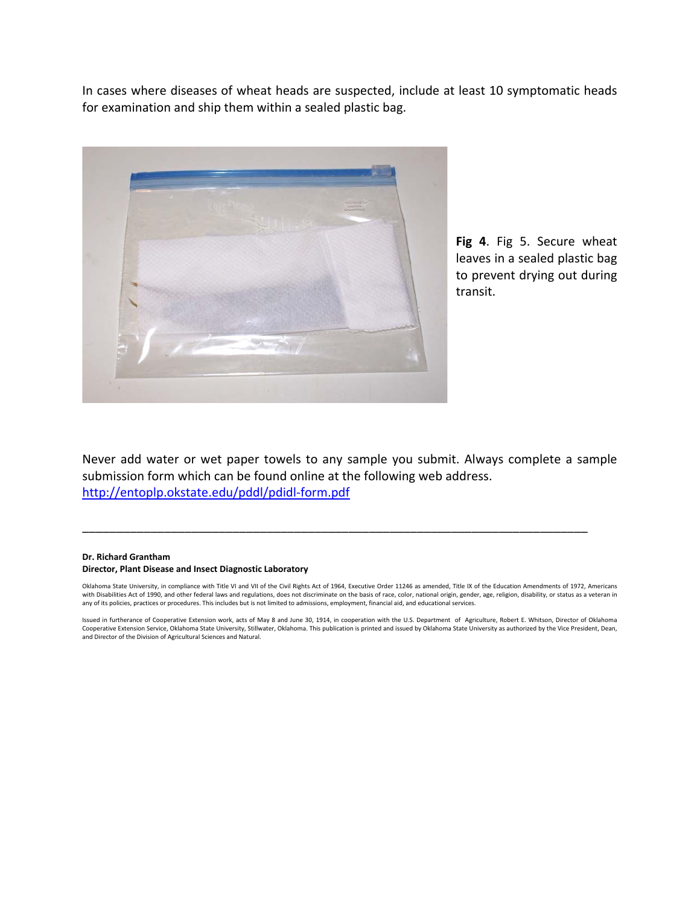In cases where diseases of wheat heads are suspected, include at least 10 symptomatic heads for examination and ship them within a sealed plastic bag.

**Fig 4**. Fig 5. Secure wheat leaves in a sealed plastic bag to prevent drying out during transit.

Never add water or wet paper towels to any sample you submit. Always complete a sample submission form which can be found online at the following web address. [http://entoplp.okstate.edu/pddl/pdidl-form.pdf](http://entoplp.okstate.edu/pddl/pdidl-form.pdf)

---

**Dr. Richard Grantham**
**Director, Plant Disease and Insect Diagnostic Laboratory**

Oklahoma State University, in compliance with Title VI and VII of the Civil Rights Act of 1964, Executive Order 11246 as amended, Title IX of the Education Amendments of 1972, Americans with Disabilities Act of 1990, and other federal laws and regulations, does not discriminate on the basis of race, color, national origin, gender, age, religion, disability, or status as a veteran in any of its policies, practices or procedures. This includes but is not limited to admissions, employment, financial aid, and educational services.

Issued in furtherance of Cooperative Extension work, acts of May 8 and June 30, 1914, in cooperation with the U.S. Department of Agriculture, Robert E. Whitson, Director of Oklahoma Cooperative Extension Service, Oklahoma State University, Stillwater, Oklahoma. This publication is printed and issued by Oklahoma State University as authorized by the Vice President, Dean, and Director of the Division of Agricultural Sciences and Natural.